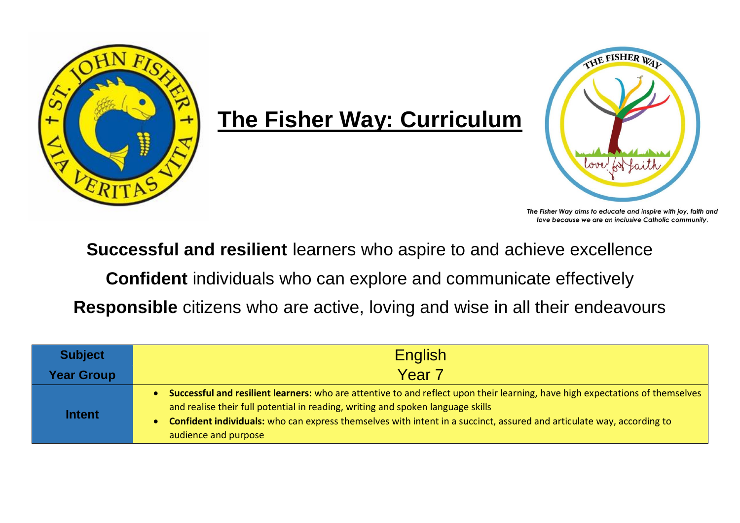# The Fisher Way: Curriculum

*The Fisher Way aims to educate and inspire with joy, faith and love because we are an inclusive Catholic community.*

**Successful and resilient** learners who aspire to and achieve excellence

**Confident** individuals who can explore and communicate effectively

**Responsible** citizens who are active, loving and wise in all their endeavours

| **Subject** | English |
|---|---|
| **Year Group** | Year 7 |
| **Intent** | • **Successful and resilient learners:** who are attentive to and reflect upon their learning, have high expectations of themselves and realise their full potential in reading, writing and spoken language skills<br>• **Confident individuals:** who can express themselves with intent in a succinct, assured and articulate way, according to audience and purpose |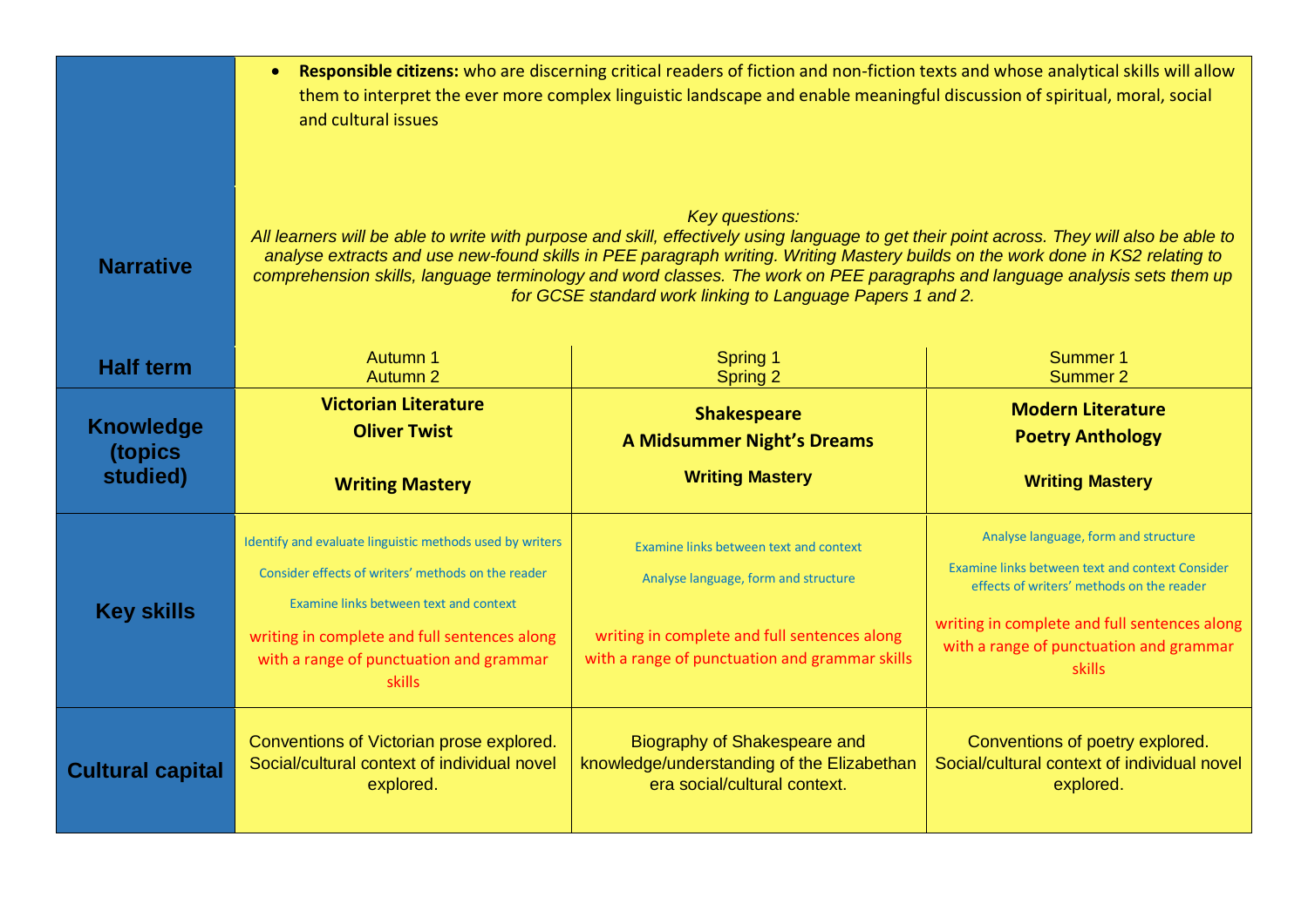| | | | |
|---|---|---|---|
| **Narrative** | • **Responsible citizens:** who are discerning critical readers of fiction and non-fiction texts and whose analytical skills will allow them to interpret the ever more complex linguistic landscape and enable meaningful discussion of spiritual, moral, social and cultural issues<br><br>*Key questions:*<br>*All learners will be able to write with purpose and skill, effectively using language to get their point across. They will also be able to analyse extracts and use new-found skills in PEE paragraph writing. Writing Mastery builds on the work done in KS2 relating to comprehension skills, language terminology and word classes. The work on PEE paragraphs and language analysis sets them up for GCSE standard work linking to Language Papers 1 and 2.* | | |
| **Half term** | Autumn 1<br>Autumn 2 | Spring 1<br>Spring 2 | Summer 1<br>Summer 2 |
| **Knowledge (topics studied)** | **Victorian Literature**<br>**Oliver Twist**<br><br>**Writing Mastery** | **Shakespeare**<br>**A Midsummer Night's Dreams**<br><br>**Writing Mastery** | **Modern Literature**<br>**Poetry Anthology**<br><br>**Writing Mastery** |
| **Key skills** | Identify and evaluate linguistic methods used by writers<br>Consider effects of writers' methods on the reader<br>Examine links between text and context<br>writing in complete and full sentences along with a range of punctuation and grammar skills | Examine links between text and context<br>Analyse language, form and structure<br><br>writing in complete and full sentences along with a range of punctuation and grammar skills | Analyse language, form and structure<br>Examine links between text and context Consider effects of writers' methods on the reader<br>writing in complete and full sentences along with a range of punctuation and grammar skills |
| **Cultural capital** | Conventions of Victorian prose explored. Social/cultural context of individual novel explored. | Biography of Shakespeare and knowledge/understanding of the Elizabethan era social/cultural context. | Conventions of poetry explored. Social/cultural context of individual novel explored. |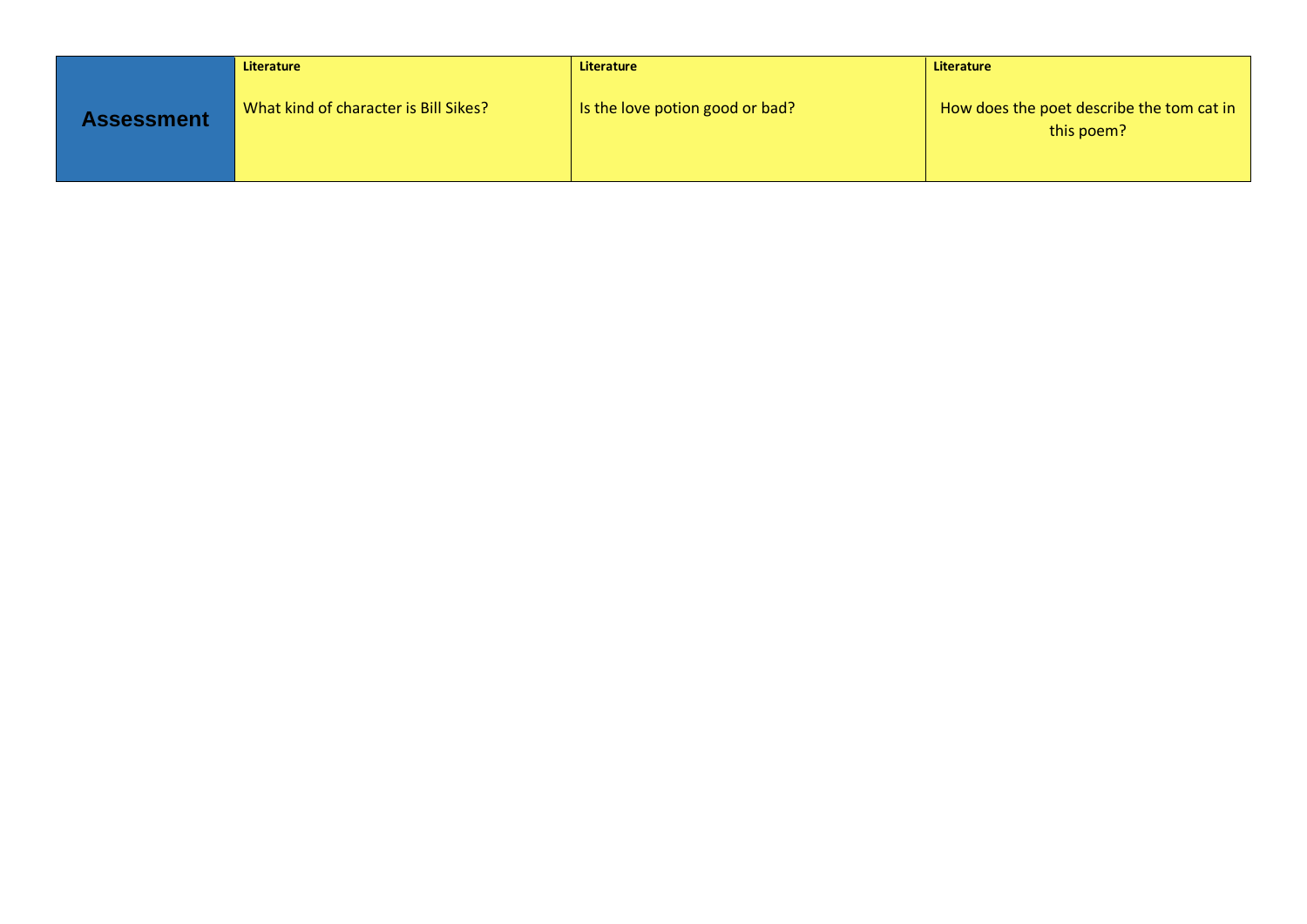| | | | |
|---|---|---|---|
| **Assessment** | **Literature**<br><br>What kind of character is Bill Sikes? | **Literature**<br><br>Is the love potion good or bad? | **Literature**<br><br>How does the poet describe the tom cat in this poem? |